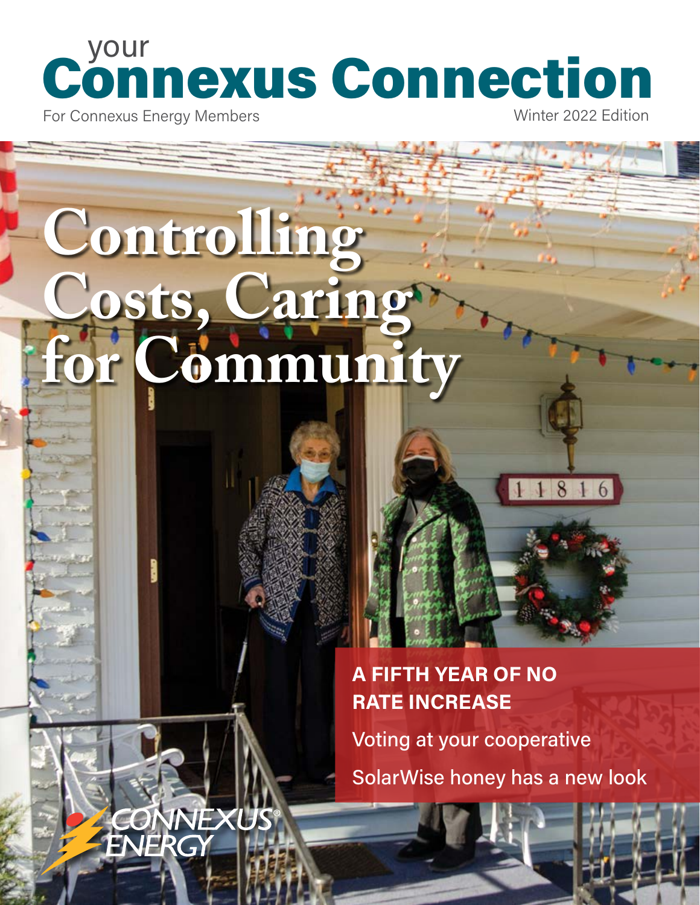# your Connexus Connection

For Connexus Energy Members

Winter 2022 Edition

# Controlling Costs, Caring for Community

**A FIFTH YEAR OF NO RATE INCREASE**

Voting at your cooperative

SolarWise honey has a new look

CONNEXUS ENERGY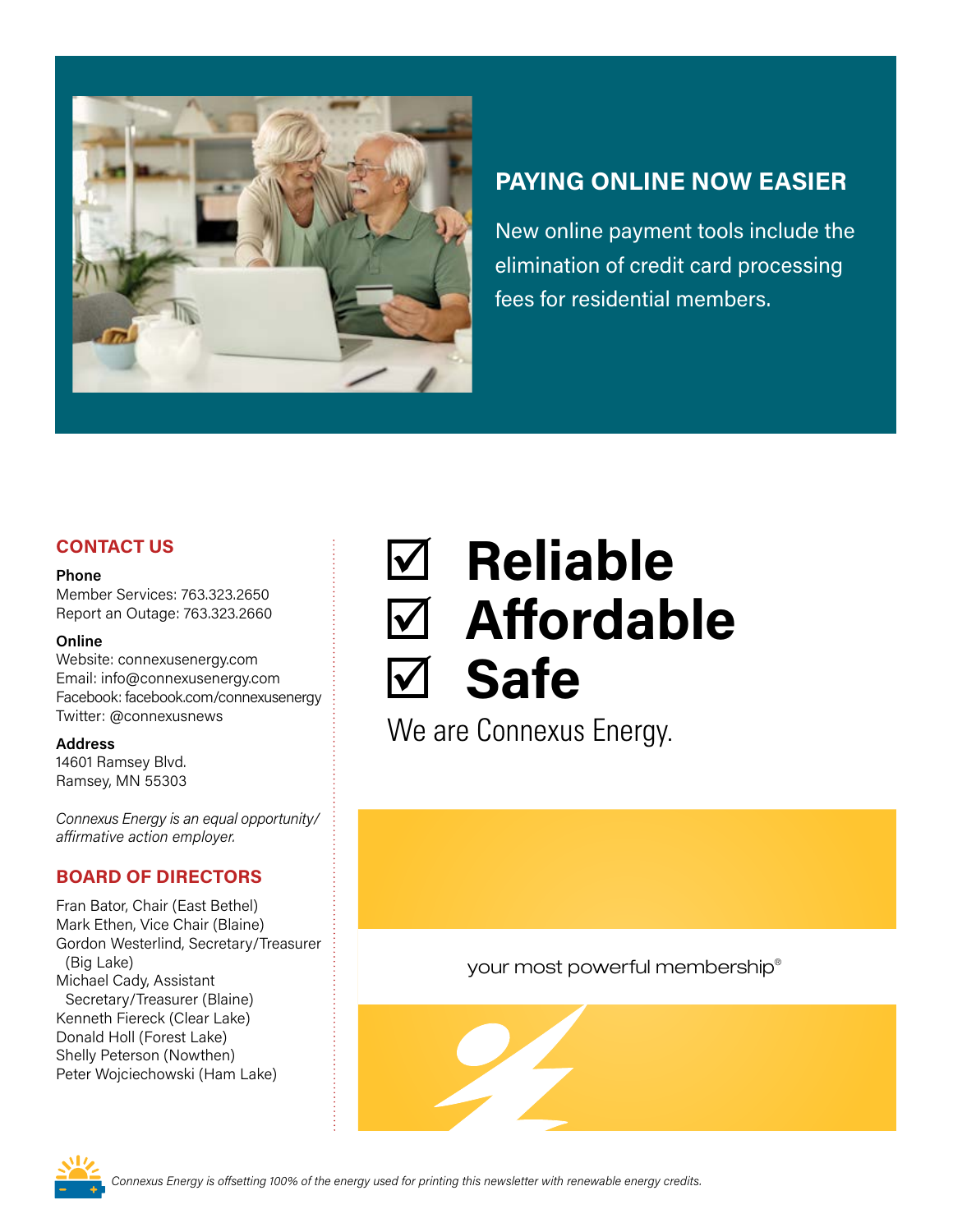## PAYING ONLINE NOW EASIER

New online payment tools include the elimination of credit card processing fees for residential members.

## CONTACT US

**Phone**
Member Services: 763.323.2650
Report an Outage: 763.323.2660

**Online**
Website: connexusenergy.com
Email: info@connexusenergy.com
Facebook: facebook.com/connexusenergy
Twitter: @connexusnews

**Address**
14601 Ramsey Blvd.
Ramsey, MN 55303

*Connexus Energy is an equal opportunity/affirmative action employer.*

## BOARD OF DIRECTORS

Fran Bator, Chair (East Bethel)
Mark Ethen, Vice Chair (Blaine)
Gordon Westerlind, Secretary/Treasurer (Big Lake)
Michael Cady, Assistant Secretary/Treasurer (Blaine)
Kenneth Fiereck (Clear Lake)
Donald Holl (Forest Lake)
Shelly Peterson (Nowthen)
Peter Wojciechowski (Ham Lake)

# ☑ Reliable
# ☑ Affordable
# ☑ Safe

We are Connexus Energy.

your most powerful membership®

*Connexus Energy is offsetting 100% of the energy used for printing this newsletter with renewable energy credits.*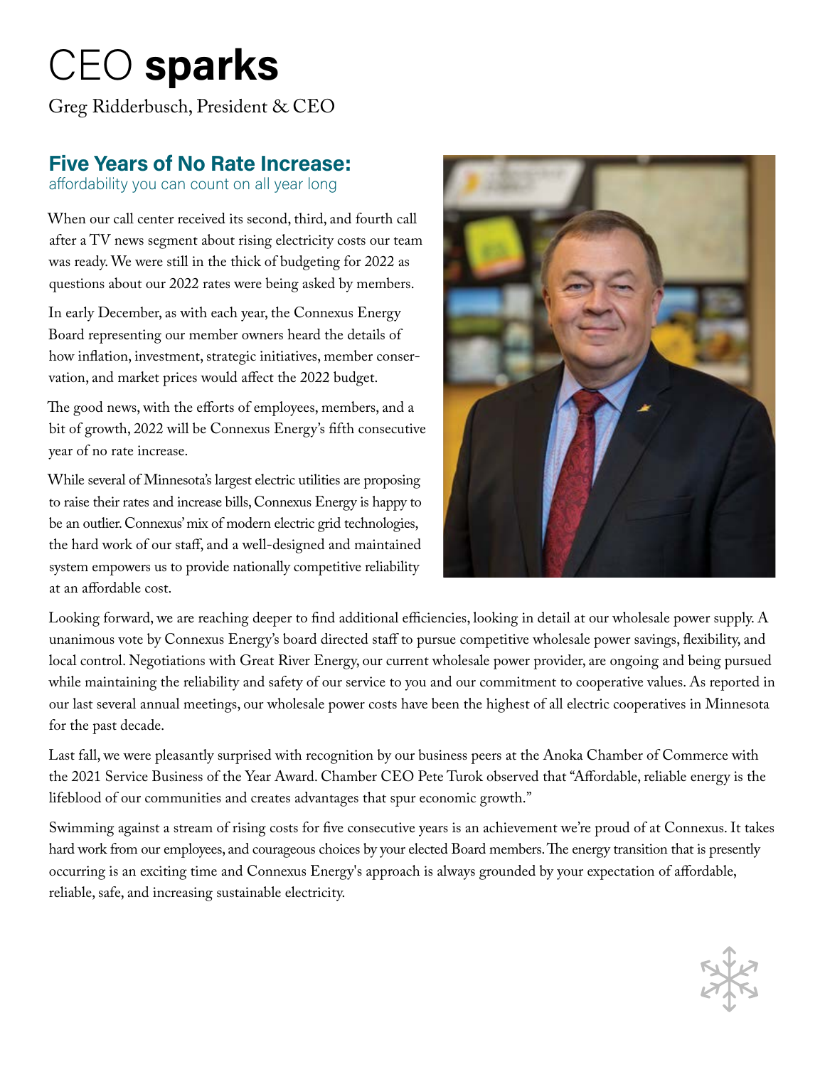# CEO **sparks**

Greg Ridderbusch, President & CEO

## Five Years of No Rate Increase:

affordability you can count on all year long

When our call center received its second, third, and fourth call after a TV news segment about rising electricity costs our team was ready. We were still in the thick of budgeting for 2022 as questions about our 2022 rates were being asked by members.

In early December, as with each year, the Connexus Energy Board representing our member owners heard the details of how inflation, investment, strategic initiatives, member conservation, and market prices would affect the 2022 budget.

The good news, with the efforts of employees, members, and a bit of growth, 2022 will be Connexus Energy's fifth consecutive year of no rate increase.

While several of Minnesota's largest electric utilities are proposing to raise their rates and increase bills, Connexus Energy is happy to be an outlier. Connexus' mix of modern electric grid technologies, the hard work of our staff, and a well-designed and maintained system empowers us to provide nationally competitive reliability at an affordable cost.

Looking forward, we are reaching deeper to find additional efficiencies, looking in detail at our wholesale power supply. A unanimous vote by Connexus Energy's board directed staff to pursue competitive wholesale power savings, flexibility, and local control. Negotiations with Great River Energy, our current wholesale power provider, are ongoing and being pursued while maintaining the reliability and safety of our service to you and our commitment to cooperative values. As reported in our last several annual meetings, our wholesale power costs have been the highest of all electric cooperatives in Minnesota for the past decade.

Last fall, we were pleasantly surprised with recognition by our business peers at the Anoka Chamber of Commerce with the 2021 Service Business of the Year Award. Chamber CEO Pete Turok observed that "Affordable, reliable energy is the lifeblood of our communities and creates advantages that spur economic growth."

Swimming against a stream of rising costs for five consecutive years is an achievement we're proud of at Connexus. It takes hard work from our employees, and courageous choices by your elected Board members. The energy transition that is presently occurring is an exciting time and Connexus Energy's approach is always grounded by your expectation of affordable, reliable, safe, and increasing sustainable electricity.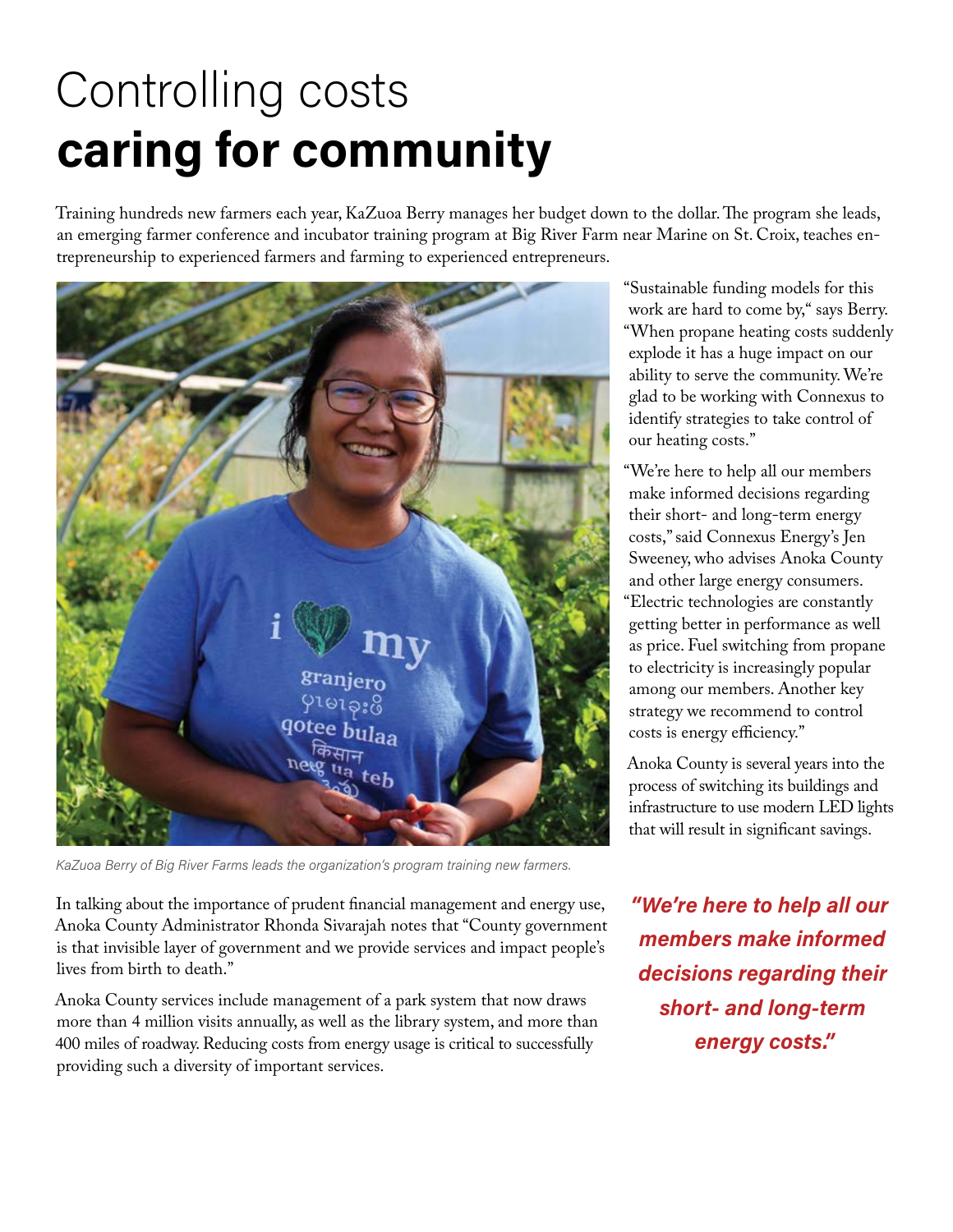# Controlling costs **caring for community**

Training hundreds new farmers each year, KaZuoa Berry manages her budget down to the dollar. The program she leads, an emerging farmer conference and incubator training program at Big River Farm near Marine on St. Croix, teaches entrepreneurship to experienced farmers and farming to experienced entrepreneurs.

*KaZuoa Berry of Big River Farms leads the organization's program training new farmers.*

"Sustainable funding models for this work are hard to come by," says Berry. "When propane heating costs suddenly explode it has a huge impact on our ability to serve the community. We're glad to be working with Connexus to identify strategies to take control of our heating costs."

"We're here to help all our members make informed decisions regarding their short- and long-term energy costs," said Connexus Energy's Jen Sweeney, who advises Anoka County and other large energy consumers. "Electric technologies are constantly getting better in performance as well as price. Fuel switching from propane to electricity is increasingly popular among our members. Another key strategy we recommend to control costs is energy efficiency."

Anoka County is several years into the process of switching its buildings and infrastructure to use modern LED lights that will result in significant savings.

In talking about the importance of prudent financial management and energy use, Anoka County Administrator Rhonda Sivarajah notes that "County government is that invisible layer of government and we provide services and impact people's lives from birth to death."

Anoka County services include management of a park system that now draws more than 4 million visits annually, as well as the library system, and more than 400 miles of roadway. Reducing costs from energy usage is critical to successfully providing such a diversity of important services.

***"We're here to help all our members make informed decisions regarding their short- and long-term energy costs."***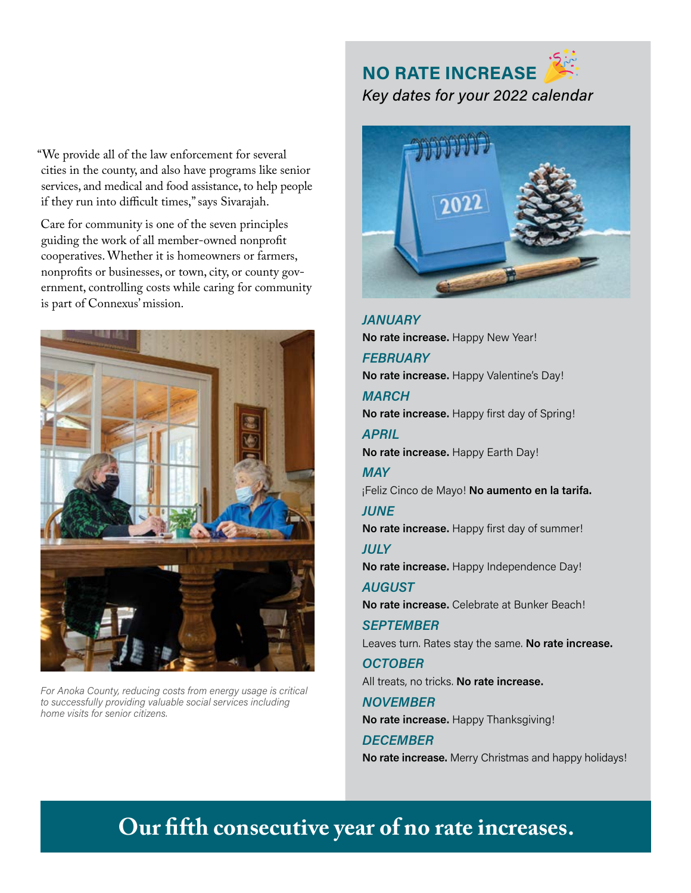"We provide all of the law enforcement for several cities in the county, and also have programs like senior services, and medical and food assistance, to help people if they run into difficult times," says Sivarajah.

Care for community is one of the seven principles guiding the work of all member-owned nonprofit cooperatives. Whether it is homeowners or farmers, nonprofits or businesses, or town, city, or county government, controlling costs while caring for community is part of Connexus' mission.

*For Anoka County, reducing costs from energy usage is critical to successfully providing valuable social services including home visits for senior citizens.*

## NO RATE INCREASE

*Key dates for your 2022 calendar*

***JANUARY***

**No rate increase.** Happy New Year!

***FEBRUARY***

**No rate increase.** Happy Valentine's Day!

***MARCH***

**No rate increase.** Happy first day of Spring!

***APRIL***

**No rate increase.** Happy Earth Day!

***MAY***

¡Feliz Cinco de Mayo! **No aumento en la tarifa.**

***JUNE***

**No rate increase.** Happy first day of summer!

***JULY***

**No rate increase.** Happy Independence Day!

***AUGUST***

**No rate increase.** Celebrate at Bunker Beach!

***SEPTEMBER***

Leaves turn. Rates stay the same. **No rate increase.**

***OCTOBER***

All treats, no tricks. **No rate increase.**

***NOVEMBER***

**No rate increase.** Happy Thanksgiving!

***DECEMBER***

**No rate increase.** Merry Christmas and happy holidays!

## Our fifth consecutive year of no rate increases.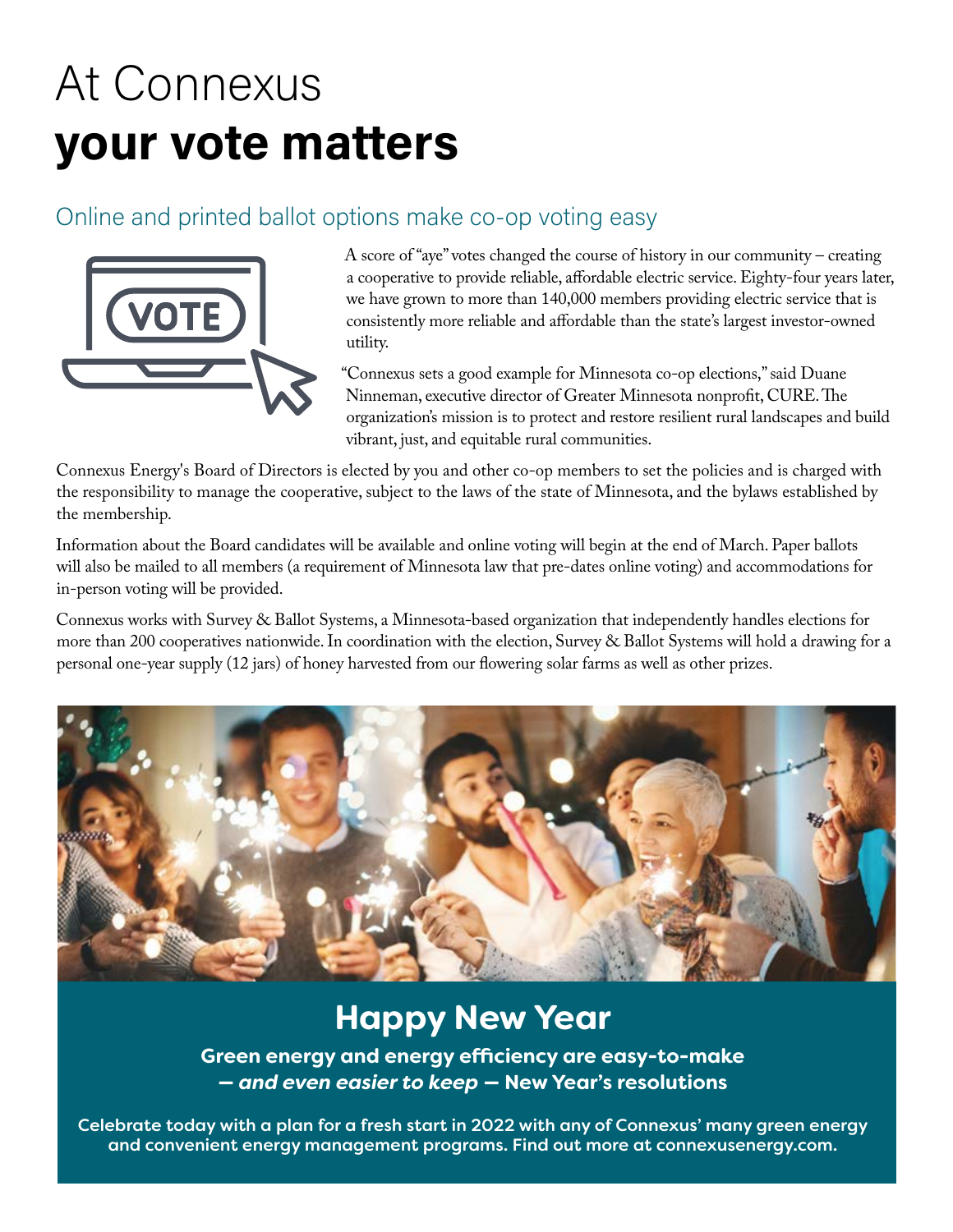# At Connexus **your vote matters**

## Online and printed ballot options make co-op voting easy

A score of "aye" votes changed the course of history in our community – creating a cooperative to provide reliable, affordable electric service. Eighty-four years later, we have grown to more than 140,000 members providing electric service that is consistently more reliable and affordable than the state's largest investor-owned utility.

"Connexus sets a good example for Minnesota co-op elections," said Duane Ninneman, executive director of Greater Minnesota nonprofit, CURE. The organization's mission is to protect and restore resilient rural landscapes and build vibrant, just, and equitable rural communities.

Connexus Energy's Board of Directors is elected by you and other co-op members to set the policies and is charged with the responsibility to manage the cooperative, subject to the laws of the state of Minnesota, and the bylaws established by the membership.

Information about the Board candidates will be available and online voting will begin at the end of March. Paper ballots will also be mailed to all members (a requirement of Minnesota law that pre-dates online voting) and accommodations for in-person voting will be provided.

Connexus works with Survey & Ballot Systems, a Minnesota-based organization that independently handles elections for more than 200 cooperatives nationwide. In coordination with the election, Survey & Ballot Systems will hold a drawing for a personal one-year supply (12 jars) of honey harvested from our flowering solar farms as well as other prizes.

## Happy New Year

**Green energy and energy efficiency are easy-to-make — *and even easier to keep* — New Year's resolutions**

**Celebrate today with a plan for a fresh start in 2022 with any of Connexus' many green energy and convenient energy management programs. Find out more at connexusenergy.com.**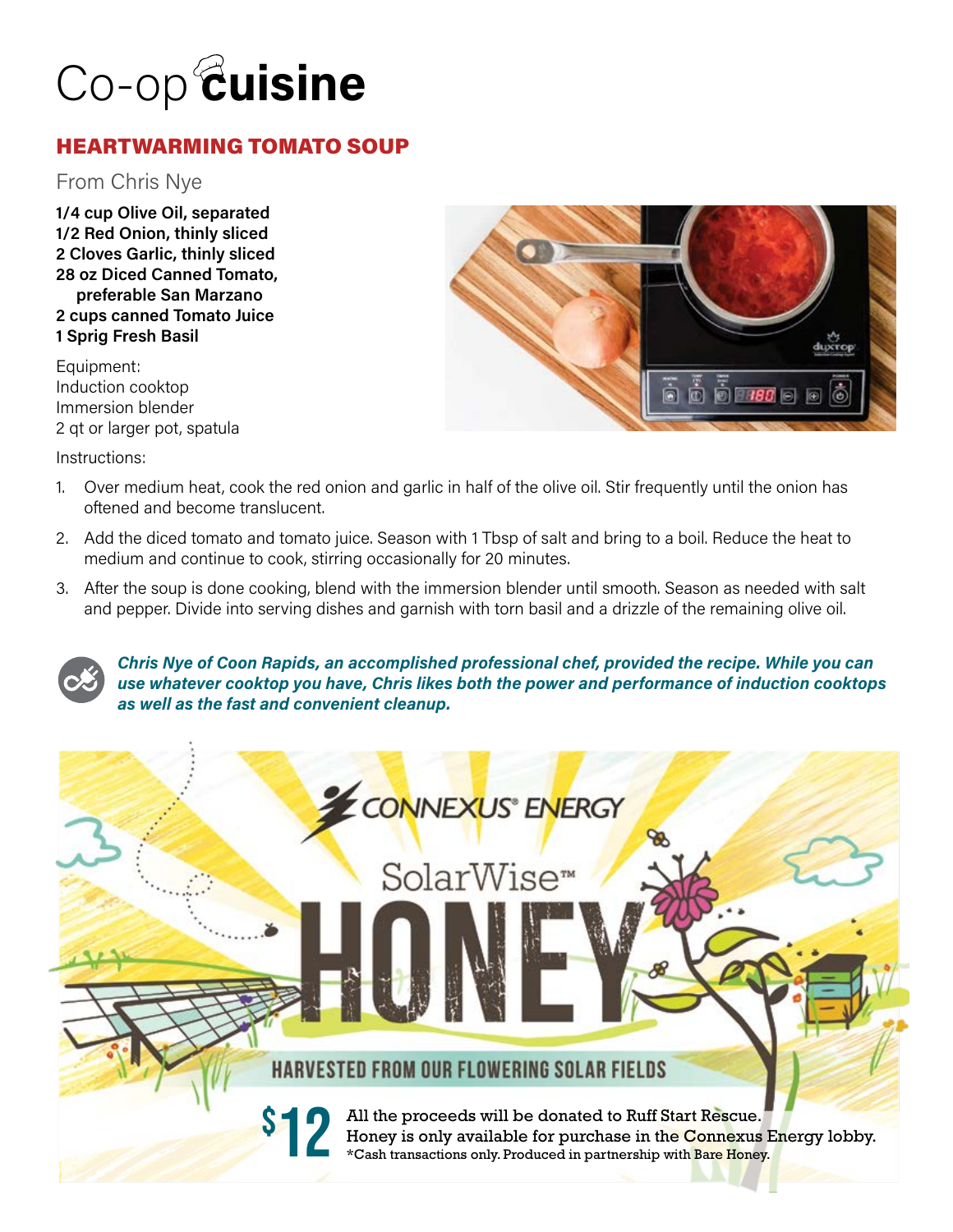# Co-op cuisine

## HEARTWARMING TOMATO SOUP

From Chris Nye

**1/4 cup Olive Oil, separated**
**1/2 Red Onion, thinly sliced**
**2 Cloves Garlic, thinly sliced**
**28 oz Diced Canned Tomato, preferable San Marzano**
**2 cups canned Tomato Juice**
**1 Sprig Fresh Basil**

Equipment:
Induction cooktop
Immersion blender
2 qt or larger pot, spatula

Instructions:

1. Over medium heat, cook the red onion and garlic in half of the olive oil. Stir frequently until the onion has oftened and become translucent.
2. Add the diced tomato and tomato juice. Season with 1 Tbsp of salt and bring to a boil. Reduce the heat to medium and continue to cook, stirring occasionally for 20 minutes.
3. After the soup is done cooking, blend with the immersion blender until smooth. Season as needed with salt and pepper. Divide into serving dishes and garnish with torn basil and a drizzle of the remaining olive oil.

***Chris Nye of Coon Rapids, an accomplished professional chef, provided the recipe. While you can use whatever cooktop you have, Chris likes both the power and performance of induction cooktops as well as the fast and convenient cleanup.***

CONNEXUS® ENERGY

SolarWise™

# HONEY

HARVESTED FROM OUR FLOWERING SOLAR FIELDS

**$12** All the proceeds will be donated to Ruff Start Rescue.
Honey is only available for purchase in the Connexus Energy lobby.
*Cash transactions only. Produced in partnership with Bare Honey.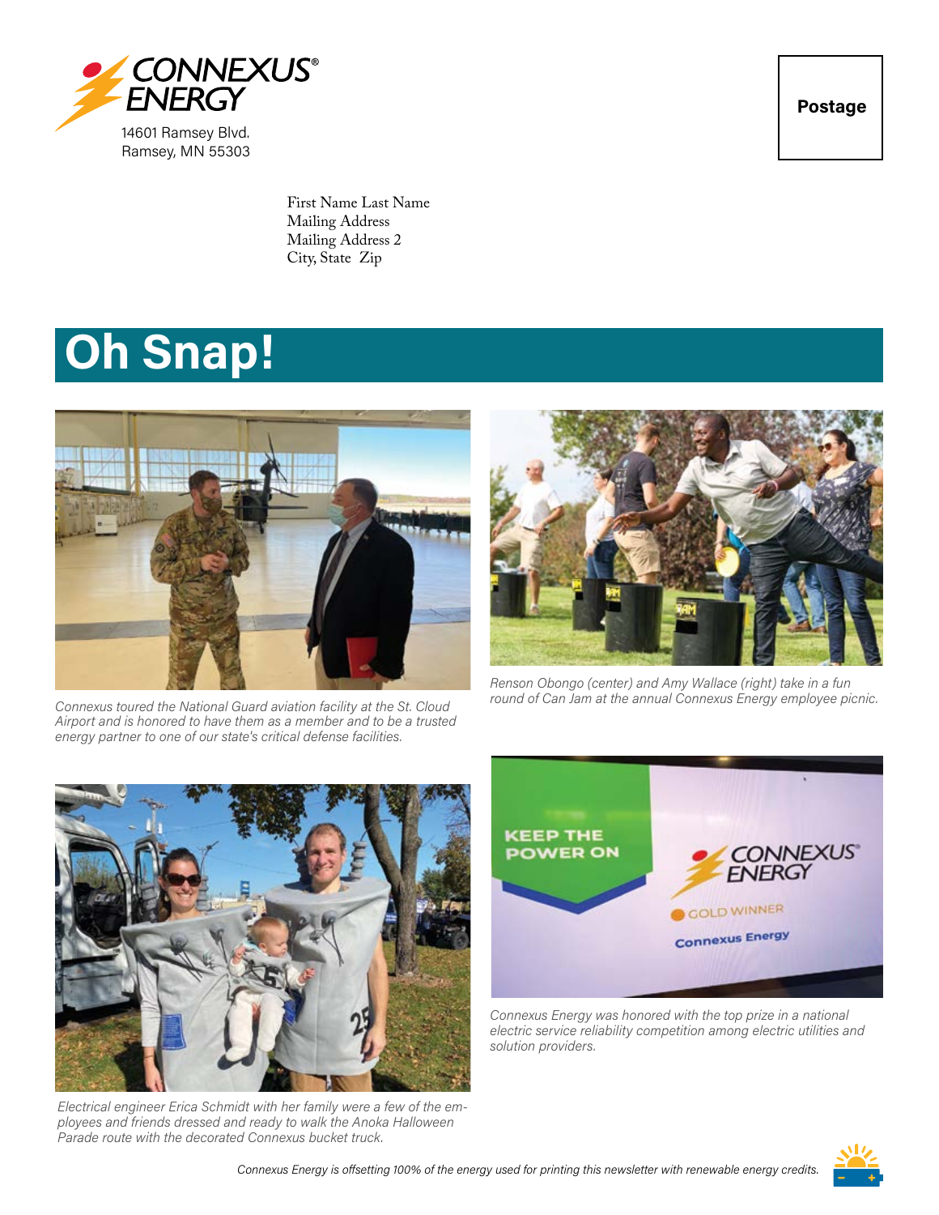14601 Ramsey Blvd.
Ramsey, MN 55303

Postage

First Name Last Name
Mailing Address
Mailing Address 2
City, State  Zip

# Oh Snap!

*Connexus toured the National Guard aviation facility at the St. Cloud Airport and is honored to have them as a member and to be a trusted energy partner to one of our state's critical defense facilities.*

*Renson Obongo (center) and Amy Wallace (right) take in a fun round of Can Jam at the annual Connexus Energy employee picnic.*

*Electrical engineer Erica Schmidt with her family were a few of the employees and friends dressed and ready to walk the Anoka Halloween Parade route with the decorated Connexus bucket truck.*

*Connexus Energy was honored with the top prize in a national electric service reliability competition among electric utilities and solution providers.*

*Connexus Energy is offsetting 100% of the energy used for printing this newsletter with renewable energy credits.*